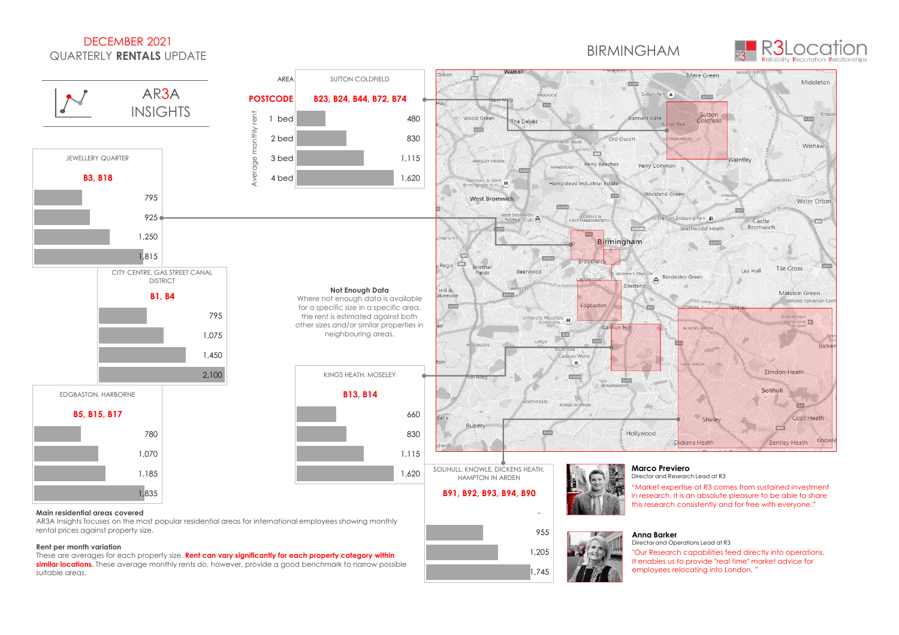DECEMBER 2021

QUARTERLY **RENTALS** UPDATE

# BIRMINGHAM

R3Location — Reliability Reputation Relationships

## AR3A INSIGHTS

Average monthly rent

| AREA | POSTCODE | 1 bed | 2 bed | 3 bed | 4 bed |
|---|---|---|---|---|---|
| SUTTON COLDFIELD | B23, B24, B44, B72, B74 | 480 | 830 | 1,115 | 1,620 |
| JEWELLERY QUARTER | B3, B18 | 795 | 925 | 1,250 | 1,815 |
| CITY CENTRE, GAS STREET CANAL DISTRICT | B1, B4 | 795 | 1,075 | 1,450 | 2,100 |
| EDGBASTON, HARBORNE | B5, B15, B17 | 780 | 1,070 | 1,185 | 1,835 |
| KINGS HEATH, MOSELEY | B13, B14 | 660 | 830 | 1,115 | 1,620 |
| SOLIHULL, KNOWLE, DICKENS HEATH, HAMPTON IN ARDEN | B91, B92, B93, B94, B90 | - | 955 | 1,205 | 1,745 |

**Not Enough Data**
Where not enough data is available for a specific size in a specific area, the rent is estimated against both other sizes and/or similar properties in neighbouring areas.

**Main residential areas covered**
AR3A Insights focuses on the most popular residential areas for international employees showing monthly rental prices against property size.

**Rent per month variation**
These are averages for each property size. **Rent can vary significantly for each property category within similar locations.** These average monthly rents do, however, provide a good benchmark to narrow possible suitable areas.

**Marco Previero**
Director and Research Lead at R3

"Market expertise at R3 comes from sustained investment in research. It is an absolute pleasure to be able to share this research consistently and for free with everyone."

**Anna Barker**
Director and Operations Lead at R3

"Our Research capabilities feed directly into operations. It enables us to provide "real time" market advice for employees relocating into London. "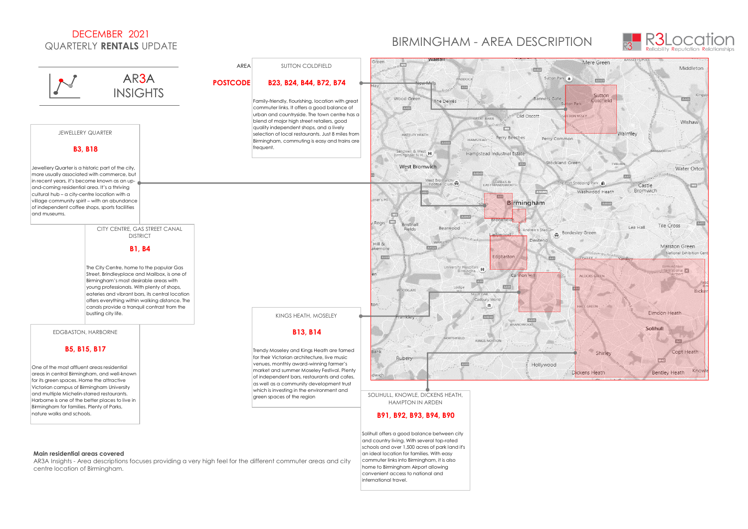DECEMBER 2021

QUARTERLY **RENTALS** UPDATE

# AR3A INSIGHTS

# BIRMINGHAM - AREA DESCRIPTION

R3Location — Reliability Reputation Relationships

| AREA | SUTTON COLDFIELD |
|---|---|
| **POSTCODE** | **B23, B24, B44, B72, B74** |

Family-friendly, flourishing, location with great commuter links. It offers a good balance of urban and countryside. The town centre has a blend of major high street retailers, good quality independent shops, and a lively selection of local restaurants. Just 8 miles from Birmingham, commuting is easy and trains are frequent.

## JEWELLERY QUARTER

**B3, B18**

Jewellery Quarter is a historic part of the city, more usually associated with commerce, but in recent years, it's become known as an up-and-coming residential area. It's a thriving cultural hub – a city-centre location with a village community spirit – with an abundance of independent coffee shops, sports facilities and museums.

## CITY CENTRE, GAS STREET CANAL DISTRICT

**B1, B4**

The City Centre, home to the popular Gas Street, Brindleyplace and Mailbox, is one of Birmingham's most desirable areas with young professionals. With plenty of shops, eateries and vibrant bars, its central location offers everything within walking distance. The canals provide a tranquil contrast from the bustling city life.

## EDGBASTON, HARBORNE

**B5, B15, B17**

One of the most affluent areas residential areas in central Birmingham, and well-known for its green spaces. Home the attractive Victorian campus of Birmingham University and multiple Michelin-starred restaurants. Harborne is one of the better places to live in Birmingham for families. Plenty of Parks, nature walks and schools.

## KINGS HEATH, MOSELEY

**B13, B14**

Trendy Moseley and Kings Heath are famed for their Victorian architecture, live music venues, monthly award-winning farmer's market and summer Moseley Festival. Plenty of independent bars, restaurants and cafes, as well as a community development trust which is investing in the environment and green spaces of the region

## SOLIHULL, KNOWLE, DICKENS HEATH, HAMPTON IN ARDEN

**B91, B92, B93, B94, B90**

Solihull offers a good balance between city and country living. With several top-rated schools and over 1,500 acres of park land it's an ideal location for families. With easy commuter links into Birmingham, it is also home to Birmingham Airport allowing convenient access to national and international travel.

**Main residential areas covered**

AR3A Insights - Area descriptions focuses providing a very high feel for the different commuter areas and city centre location of Birmingham.